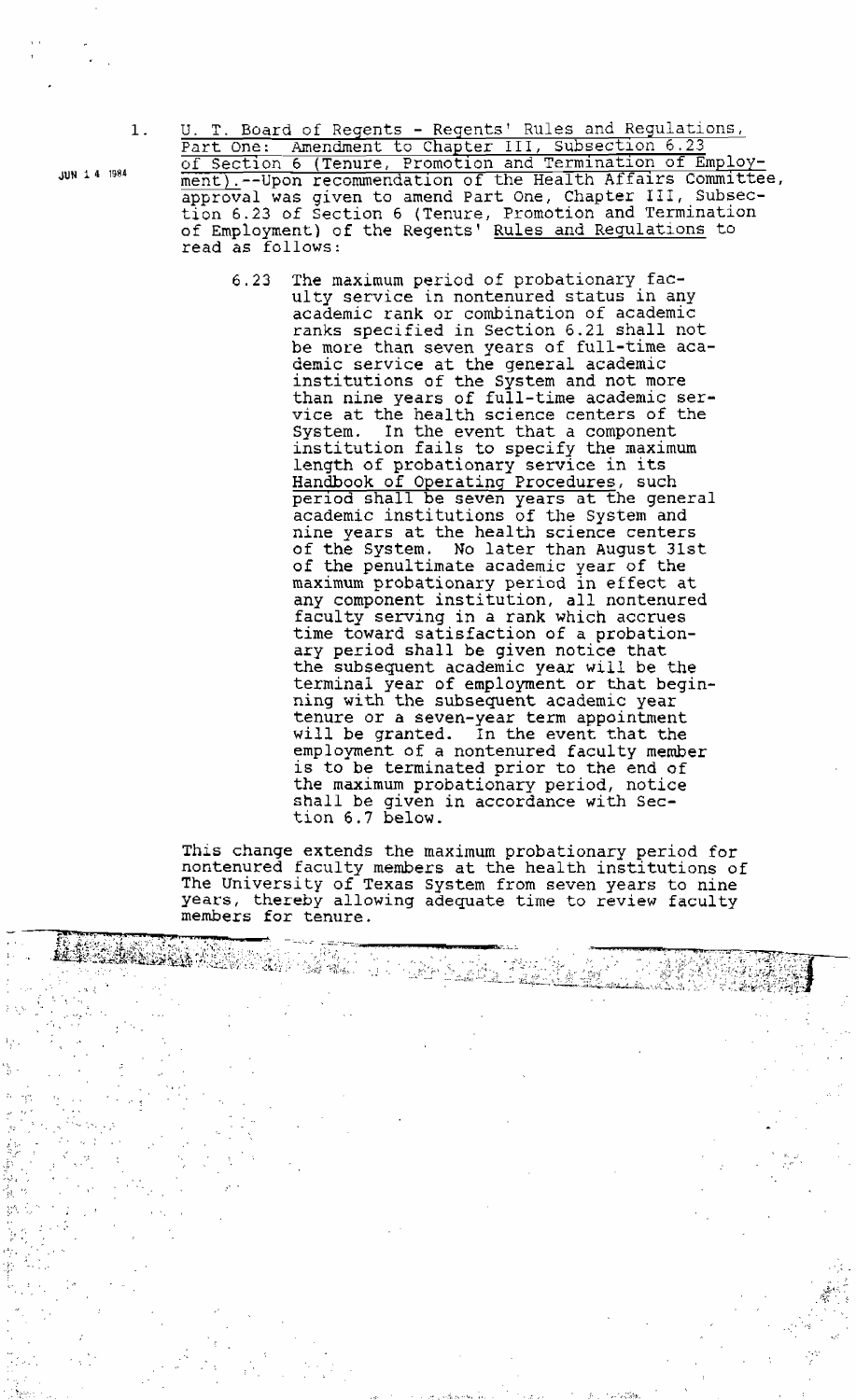JUN 14 1984

1. U. T. Board of Regents - Regents' Rules and Regulations, Part One: Amendment to Chapter III, Subsection 6.23 of Section 6 (Tenure, Promotion and Termination of Employment).--Upon recommendation of the Health Affairs Committee, approval was given to amend Part One, Chapter III, Subsection 6.23 of Section 6 (Tenure, Promotion and Termination of Employment) of the Regents' *Rules and Regulations* to read as follows:

   > 6.23 The maximum period of probationary faculty service in nontenured status in any academic rank or combination of academic ranks specified in Section 6.21 shall not be more than seven years of full-time academic service at the general academic institutions of the System and not more than nine years of full-time academic service at the health science centers of the System. In the event that a component institution fails to specify the maximum length of probationary service in its *Handbook of Operating Procedures*, such period shall be seven years at the general academic institutions of the System and nine years at the health science centers of the System. No later than August 31st of the penultimate academic year of the maximum probationary period in effect at any component institution, all nontenured faculty serving in a rank which accrues time toward satisfaction of a probationary period shall be given notice that the subsequent academic year will be the terminal year of employment or that beginning with the subsequent academic year tenure or a seven-year term appointment will be granted. In the event that the employment of a nontenured faculty member is to be terminated prior to the end of the maximum probationary period, notice shall be given in accordance with Section 6.7 below.

   This change extends the maximum probationary period for nontenured faculty members at the health institutions of The University of Texas System from seven years to nine years, thereby allowing adequate time to review faculty members for tenure.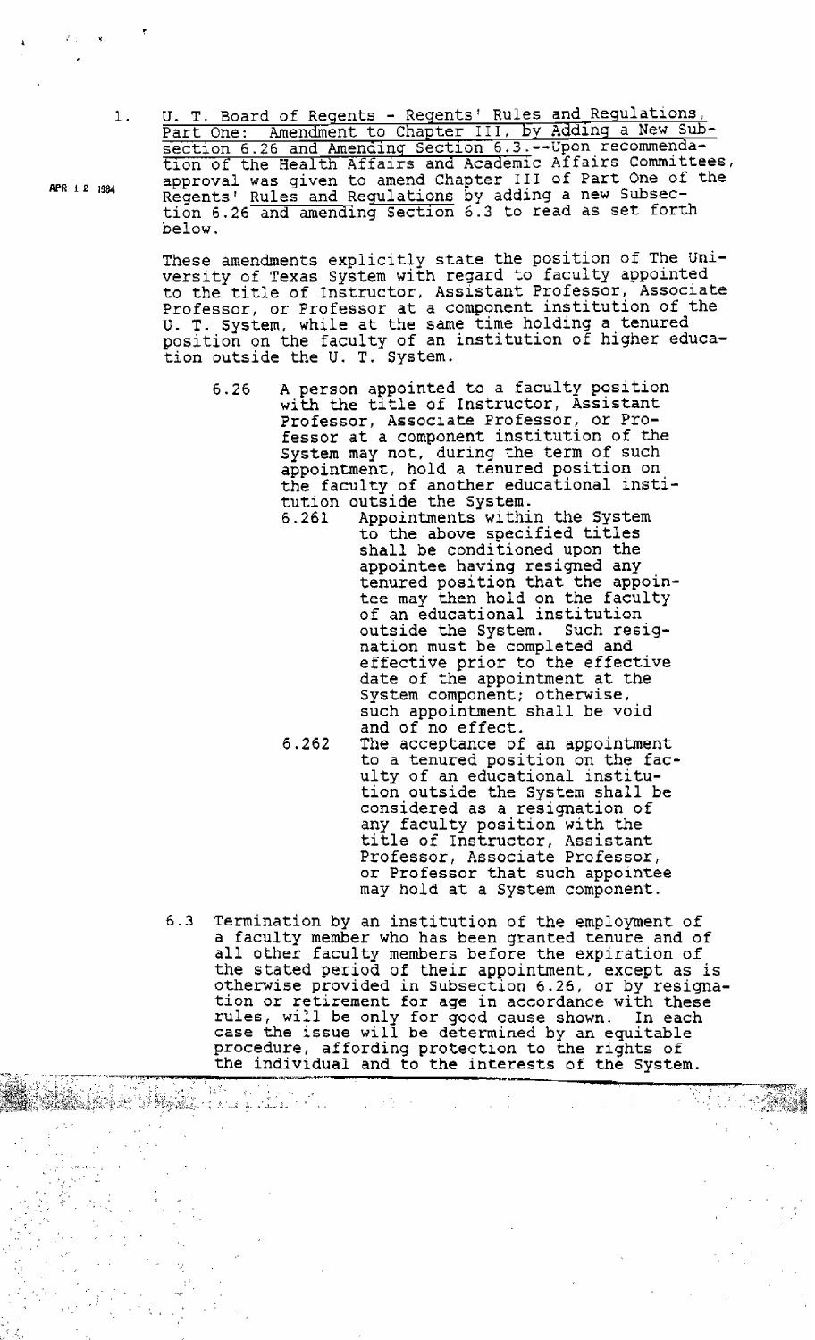APR 12 1984

1. U. T. Board of Regents - Regents' Rules and Regulations, Part One: Amendment to Chapter III, by Adding a New Subsection 6.26 and Amending Section 6.3.--Upon recommendation of the Health Affairs and Academic Affairs Committees, approval was given to amend Chapter III of Part One of the Regents' Rules and Regulations by adding a new Subsection 6.26 and amending Section 6.3 to read as set forth below.

These amendments explicitly state the position of The University of Texas System with regard to faculty appointed to the title of Instructor, Assistant Professor, Associate Professor, or Professor at a component institution of the U. T. System, while at the same time holding a tenured position on the faculty of an institution of higher education outside the U. T. System.

> 6.26 A person appointed to a faculty position with the title of Instructor, Assistant Professor, Associate Professor, or Professor at a component institution of the System may not, during the term of such appointment, hold a tenured position on the faculty of another educational institution outside the System.
>
> > 6.261 Appointments within the System to the above specified titles shall be conditioned upon the appointee having resigned any tenured position that the appointee may then hold on the faculty of an educational institution outside the System. Such resignation must be completed and effective prior to the effective date of the appointment at the System component; otherwise, such appointment shall be void and of no effect.
> >
> > 6.262 The acceptance of an appointment to a tenured position on the faculty of an educational institution outside the System shall be considered as a resignation of any faculty position with the title of Instructor, Assistant Professor, Associate Professor, or Professor that such appointee may hold at a System component.

6.3 Termination by an institution of the employment of a faculty member who has been granted tenure and of all other faculty members before the expiration of the stated period of their appointment, except as is otherwise provided in Subsection 6.26, or by resignation or retirement for age in accordance with these rules, will be only for good cause shown. In each case the issue will be determined by an equitable procedure, affording protection to the rights of the individual and to the interests of the System.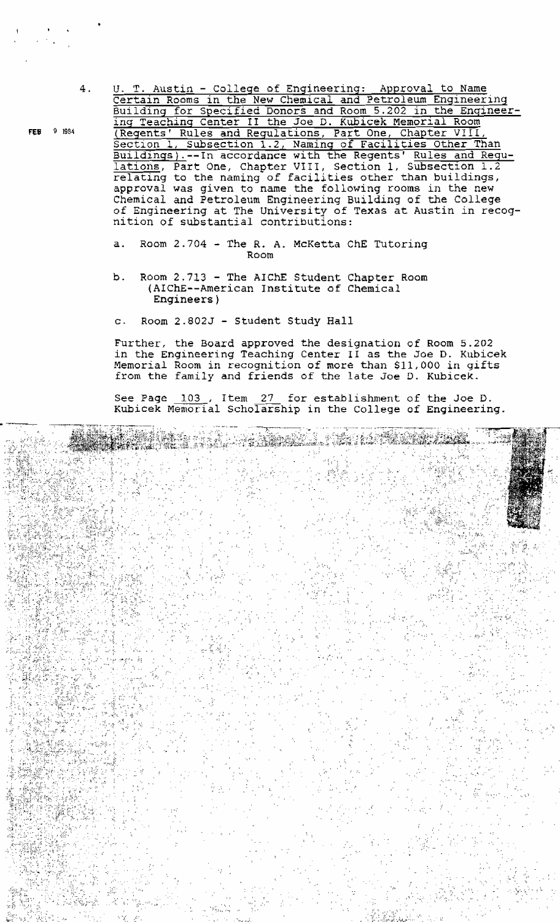FEB 9 1984

4. U. T. Austin - College of Engineering: Approval to Name Certain Rooms in the New Chemical and Petroleum Engineering Building for Specified Donors and Room 5.202 in the Engineering Teaching Center II the Joe D. Kubicek Memorial Room (Regents' Rules and Regulations, Part One, Chapter VIII, Section 1, Subsection 1.2, Naming of Facilities Other Than Buildings).--In accordance with the Regents' Rules and Regulations, Part One, Chapter VIII, Section 1, Subsection 1.2 relating to the naming of facilities other than buildings, approval was given to name the following rooms in the new Chemical and Petroleum Engineering Building of the College of Engineering at The University of Texas at Austin in recognition of substantial contributions:

   a. Room 2.704 - The R. A. McKetta ChE Tutoring Room

   b. Room 2.713 - The AIChE Student Chapter Room (AIChE--American Institute of Chemical Engineers)

   c. Room 2.802J - Student Study Hall

   Further, the Board approved the designation of Room 5.202 in the Engineering Teaching Center II as the Joe D. Kubicek Memorial Room in recognition of more than $11,000 in gifts from the family and friends of the late Joe D. Kubicek.

   See Page 103, Item 27 for establishment of the Joe D. Kubicek Memorial Scholarship in the College of Engineering.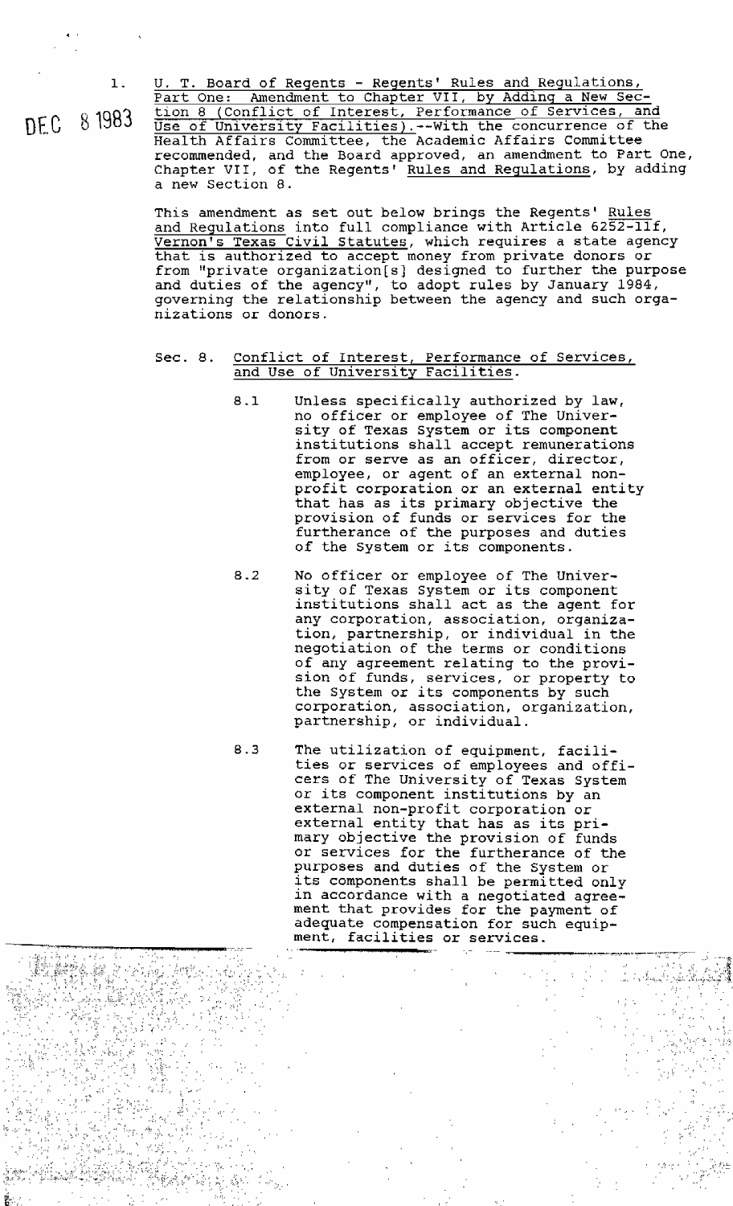DEC 8 1983

1. U. T. Board of Regents - Regents' Rules and Regulations, Part One: Amendment to Chapter VII, by Adding a New Section 8 (Conflict of Interest, Performance of Services, and Use of University Facilities).--With the concurrence of the Health Affairs Committee, the Academic Affairs Committee recommended, and the Board approved, an amendment to Part One, Chapter VII, of the Regents' Rules and Regulations, by adding a new Section 8.

This amendment as set out below brings the Regents' Rules and Regulations into full compliance with Article 6252-11f, Vernon's Texas Civil Statutes, which requires a state agency that is authorized to accept money from private donors or from "private organization[s] designed to further the purpose and duties of the agency", to adopt rules by January 1984, governing the relationship between the agency and such organizations or donors.

Sec. 8. Conflict of Interest, Performance of Services, and Use of University Facilities.

8.1 Unless specifically authorized by law, no officer or employee of The University of Texas System or its component institutions shall accept remunerations from or serve as an officer, director, employee, or agent of an external nonprofit corporation or an external entity that has as its primary objective the provision of funds or services for the furtherance of the purposes and duties of the System or its components.

8.2 No officer or employee of The University of Texas System or its component institutions shall act as the agent for any corporation, association, organization, partnership, or individual in the negotiation of the terms or conditions of any agreement relating to the provision of funds, services, or property to the System or its components by such corporation, association, organization, partnership, or individual.

8.3 The utilization of equipment, facilities or services of employees and officers of The University of Texas System or its component institutions by an external non-profit corporation or external entity that has as its primary objective the provision of funds or services for the furtherance of the purposes and duties of the System or its components shall be permitted only in accordance with a negotiated agreement that provides for the payment of adequate compensation for such equipment, facilities or services.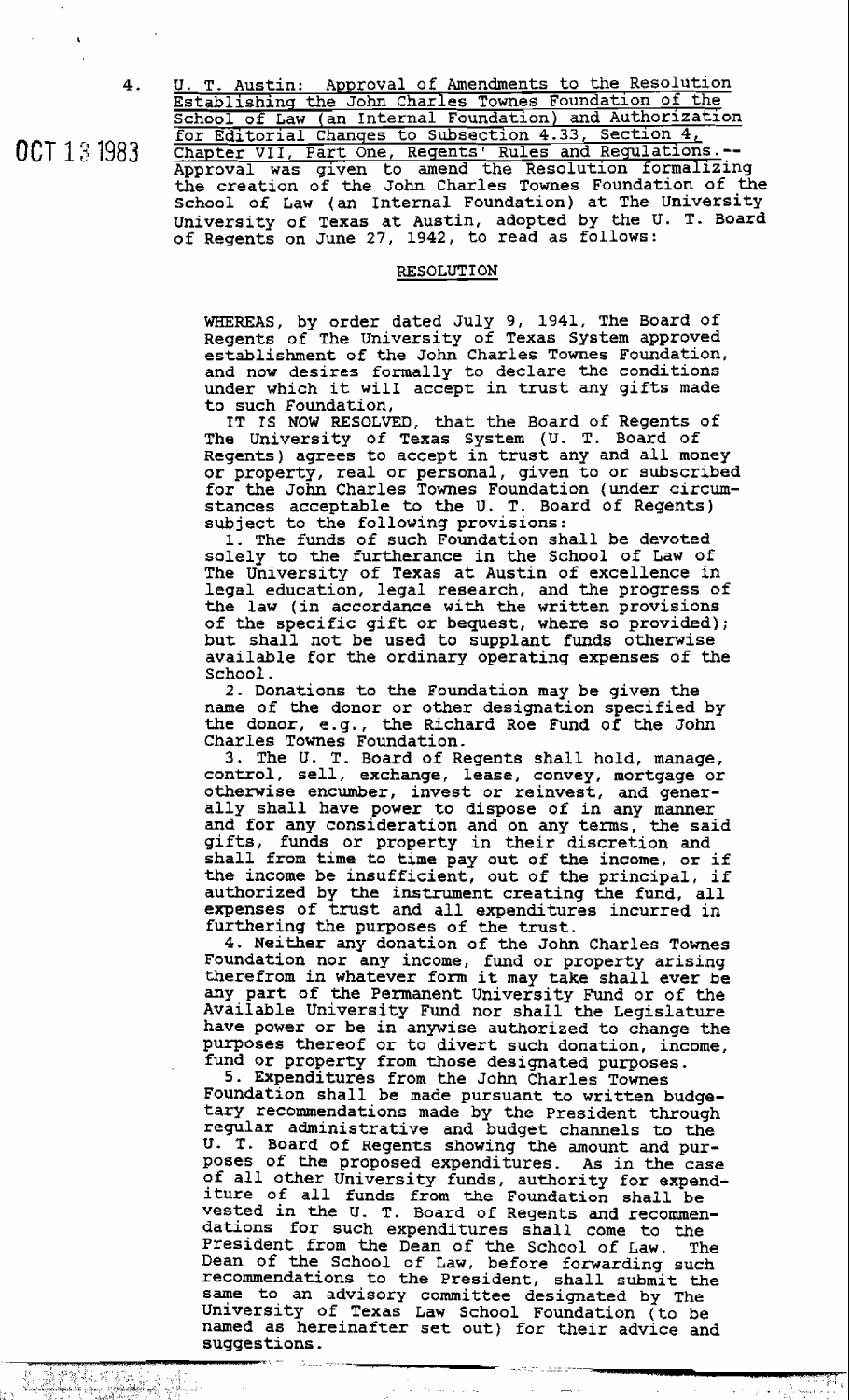4. U. T. Austin: Approval of Amendments to the Resolution Establishing the John Charles Townes Foundation of the School of Law (an Internal Foundation) and Authorization for Editorial Changes to Subsection 4.33, Section 4, Chapter VII, Part One, Regents' Rules and Regulations.--

OCT 13 1983

Approval was given to amend the Resolution formalizing the creation of the John Charles Townes Foundation of the School of Law (an Internal Foundation) at The University University of Texas at Austin, adopted by the U. T. Board of Regents on June 27, 1942, to read as follows:

RESOLUTION

WHEREAS, by order dated July 9, 1941, The Board of Regents of The University of Texas System approved establishment of the John Charles Townes Foundation, and now desires formally to declare the conditions under which it will accept in trust any gifts made to such Foundation,

IT IS NOW RESOLVED, that the Board of Regents of The University of Texas System (U. T. Board of Regents) agrees to accept in trust any and all money or property, real or personal, given to or subscribed for the John Charles Townes Foundation (under circumstances acceptable to the U. T. Board of Regents) subject to the following provisions:

1. The funds of such Foundation shall be devoted solely to the furtherance in the School of Law of The University of Texas at Austin of excellence in legal education, legal research, and the progress of the law (in accordance with the written provisions of the specific gift or bequest, where so provided); but shall not be used to supplant funds otherwise available for the ordinary operating expenses of the School.

2. Donations to the Foundation may be given the name of the donor or other designation specified by the donor, e.g., the Richard Roe Fund of the John Charles Townes Foundation.

3. The U. T. Board of Regents shall hold, manage, control, sell, exchange, lease, convey, mortgage or otherwise encumber, invest or reinvest, and generally shall have power to dispose of in any manner and for any consideration and on any terms, the said gifts, funds or property in their discretion and shall from time to time pay out of the income, or if the income be insufficient, out of the principal, if authorized by the instrument creating the fund, all expenses of trust and all expenditures incurred in furthering the purposes of the trust.

4. Neither any donation of the John Charles Townes Foundation nor any income, fund or property arising therefrom in whatever form it may take shall ever be any part of the Permanent University Fund or of the Available University Fund nor shall the Legislature have power or be in anywise authorized to change the purposes thereof or to divert such donation, income, fund or property from those designated purposes.

5. Expenditures from the John Charles Townes Foundation shall be made pursuant to written budgetary recommendations made by the President through regular administrative and budget channels to the U. T. Board of Regents showing the amount and purposes of the proposed expenditures. As in the case of all other University funds, authority for expenditure of all funds from the Foundation shall be vested in the U. T. Board of Regents and recommendations for such expenditures shall come to the President from the Dean of the School of Law. The Dean of the School of Law, before forwarding such recommendations to the President, shall submit the same to an advisory committee designated by The University of Texas Law School Foundation (to be named as hereinafter set out) for their advice and suggestions.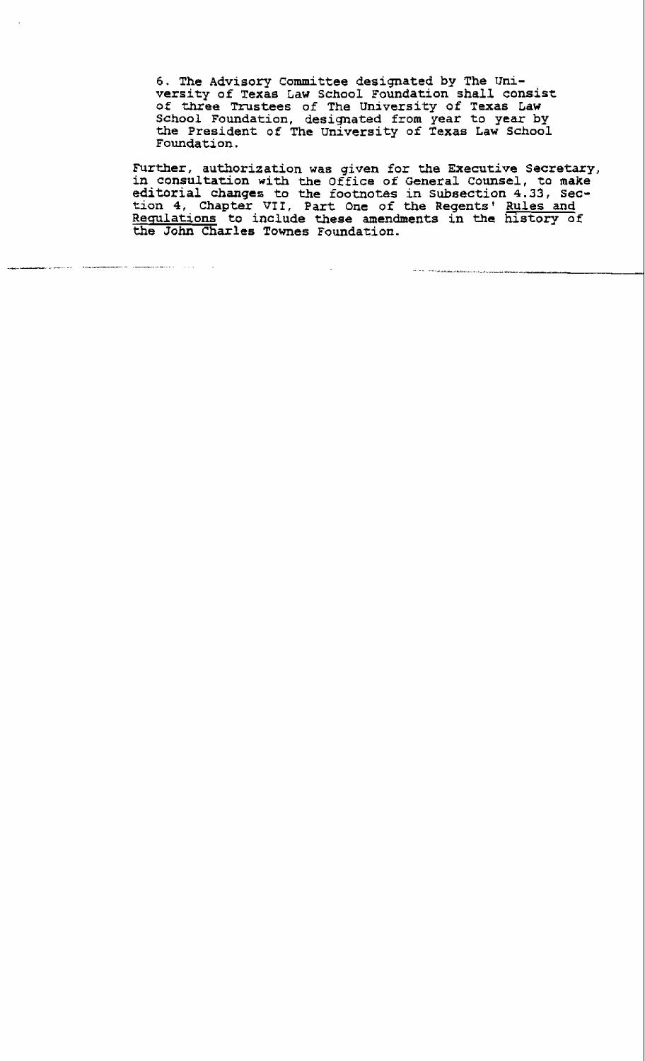6. The Advisory Committee designated by The University of Texas Law School Foundation shall consist of three Trustees of The University of Texas Law School Foundation, designated from year to year by the President of The University of Texas Law School Foundation.

Further, authorization was given for the Executive Secretary, in consultation with the Office of General Counsel, to make editorial changes to the footnotes in Subsection 4.33, Section 4, Chapter VII, Part One of the Regents' Rules and Regulations to include these amendments in the history of the John Charles Townes Foundation.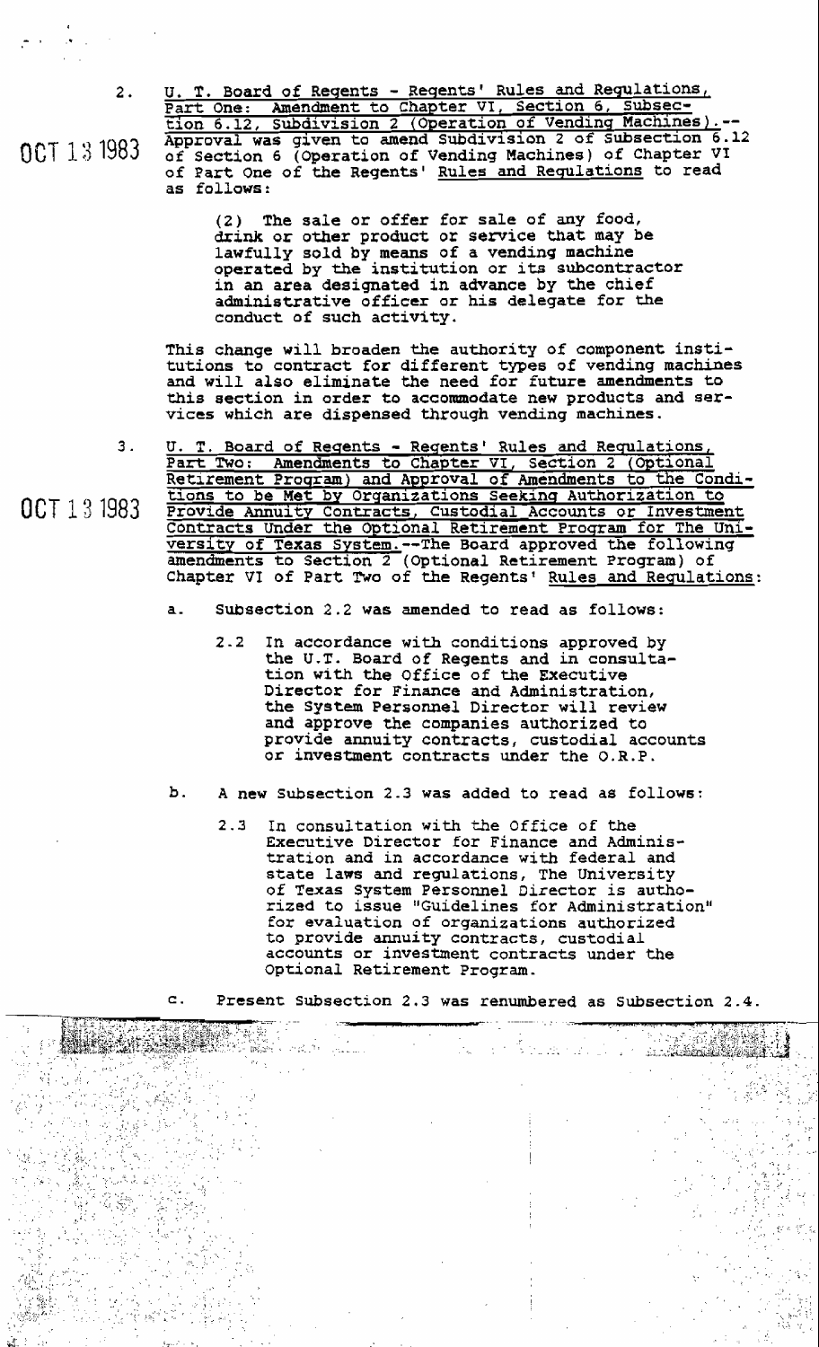2\. <u>U. T. Board of Regents - Regents' Rules and Regulations, Part One: Amendment to Chapter VI, Section 6, Subsection 6.12, Subdivision 2 (Operation of Vending Machines).</u>--Approval was given to amend Subdivision 2 of Subsection 6.12 of Section 6 (Operation of Vending Machines) of Chapter VI of Part One of the Regents' <u>Rules and Regulations</u> to read as follows:

OCT 13 1983

> (2) The sale or offer for sale of any food, drink or other product or service that may be lawfully sold by means of a vending machine operated by the institution or its subcontractor in an area designated in advance by the chief administrative officer or his delegate for the conduct of such activity.

This change will broaden the authority of component institutions to contract for different types of vending machines and will also eliminate the need for future amendments to this section in order to accommodate new products and services which are dispensed through vending machines.

3\. <u>U. T. Board of Regents - Regents' Rules and Regulations, Part Two: Amendments to Chapter VI, Section 2 (Optional Retirement Program) and Approval of Amendments to the Conditions to be Met by Organizations Seeking Authorization to Provide Annuity Contracts, Custodial Accounts or Investment Contracts Under the Optional Retirement Program for The University of Texas System.</u>--The Board approved the following amendments to Section 2 (Optional Retirement Program) of Chapter VI of Part Two of the Regents' <u>Rules and Regulations</u>:

OCT 13 1983

a. Subsection 2.2 was amended to read as follows:

> 2.2 In accordance with conditions approved by the U.T. Board of Regents and in consultation with the Office of the Executive Director for Finance and Administration, the System Personnel Director will review and approve the companies authorized to provide annuity contracts, custodial accounts or investment contracts under the O.R.P.

b. A new Subsection 2.3 was added to read as follows:

> 2.3 In consultation with the Office of the Executive Director for Finance and Administration and in accordance with federal and state laws and regulations, The University of Texas System Personnel Director is authorized to issue "Guidelines for Administration" for evaluation of organizations authorized to provide annuity contracts, custodial accounts or investment contracts under the Optional Retirement Program.

c. Present Subsection 2.3 was renumbered as Subsection 2.4.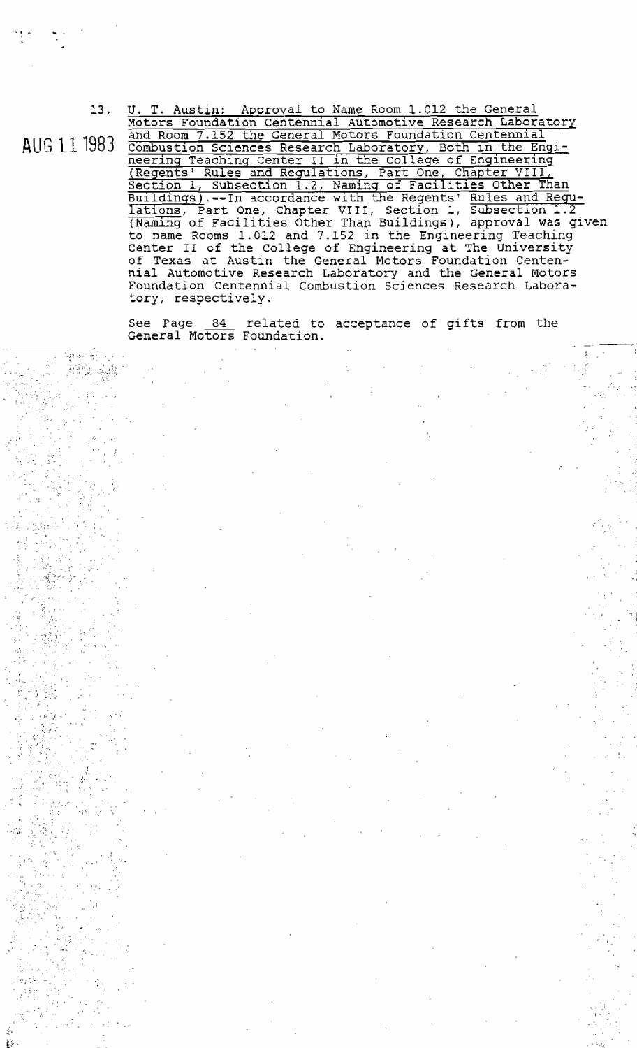AUG 11 1983

13. U. T. Austin: Approval to Name Room 1.012 the General Motors Foundation Centennial Automotive Research Laboratory and Room 7.152 the General Motors Foundation Centennial Combustion Sciences Research Laboratory, Both in the Engineering Teaching Center II in the College of Engineering (Regents' Rules and Regulations, Part One, Chapter VIII, Section 1, Subsection 1.2, Naming of Facilities Other Than Buildings).--In accordance with the Regents' Rules and Regulations, Part One, Chapter VIII, Section 1, Subsection 1.2 (Naming of Facilities Other Than Buildings), approval was given to name Rooms 1.012 and 7.152 in the Engineering Teaching Center II of the College of Engineering at The University of Texas at Austin the General Motors Foundation Centennial Automotive Research Laboratory and the General Motors Foundation Centennial Combustion Sciences Research Laboratory, respectively.

See Page 84 related to acceptance of gifts from the General Motors Foundation.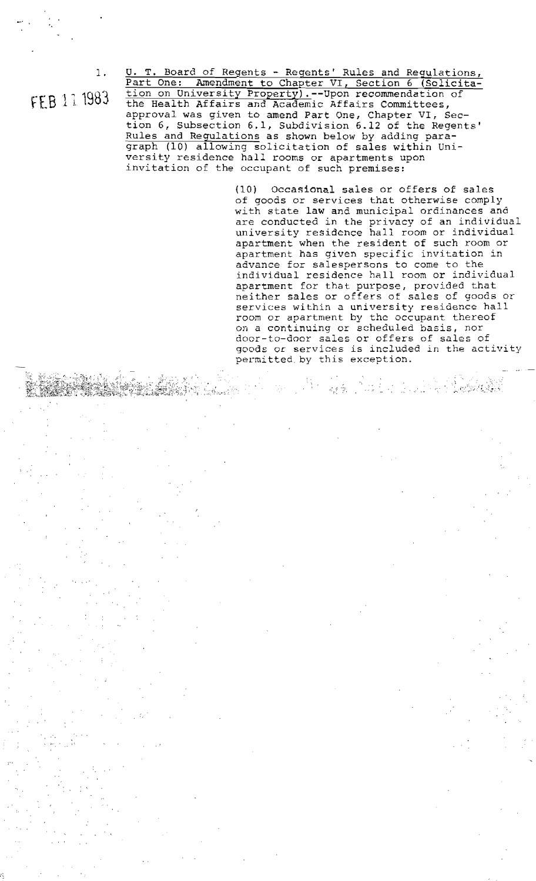FEB 11 1983

1. U. T. Board of Regents - Regents' Rules and Regulations, Part One: Amendment to Chapter VI, Section 6 (Solicitation on University Property).--Upon recommendation of the Health Affairs and Academic Affairs Committees, approval was given to amend Part One, Chapter VI, Section 6, Subsection 6.1, Subdivision 6.12 of the Regents' Rules and Regulations as shown below by adding paragraph (10) allowing solicitation of sales within University residence hall rooms or apartments upon invitation of the occupant of such premises:

> (10) Occasional sales or offers of sales of goods or services that otherwise comply with state law and municipal ordinances and are conducted in the privacy of an individual university residence hall room or individual apartment when the resident of such room or apartment has given specific invitation in advance for salespersons to come to the individual residence hall room or individual apartment for that purpose, provided that neither sales or offers of sales of goods or services within a university residence hall room or apartment by the occupant thereof on a continuing or scheduled basis, nor door-to-door sales or offers of sales of goods or services is included in the activity permitted by this exception.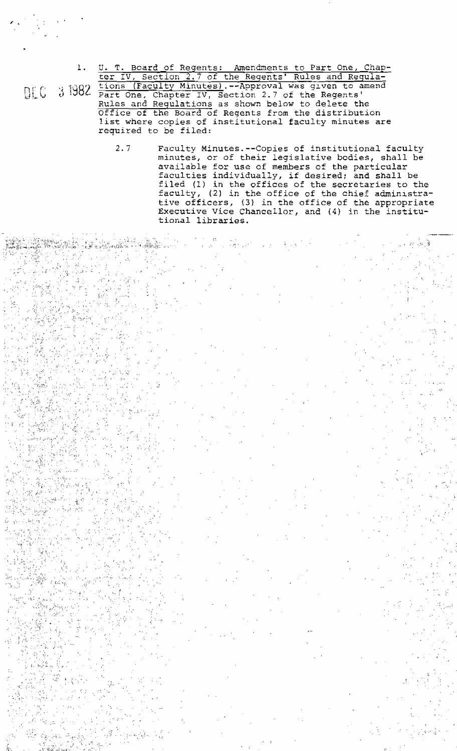DEC 3 1982

1. U. T. Board of Regents: Amendments to Part One, Chapter IV, Section 2.7 of the Regents' Rules and Regulations (Faculty Minutes).--Approval was given to amend Part One, Chapter IV, Section 2.7 of the Regents' Rules and Regulations as shown below to delete the Office of the Board of Regents from the distribution list where copies of institutional faculty minutes are required to be filed:

   2.7 Faculty Minutes.--Copies of institutional faculty minutes, or of their legislative bodies, shall be available for use of members of the particular faculties individually, if desired; and shall be filed (1) in the offices of the secretaries to the faculty, (2) in the office of the chief administrative officers, (3) in the office of the appropriate Executive Vice Chancellor, and (4) in the institutional libraries.